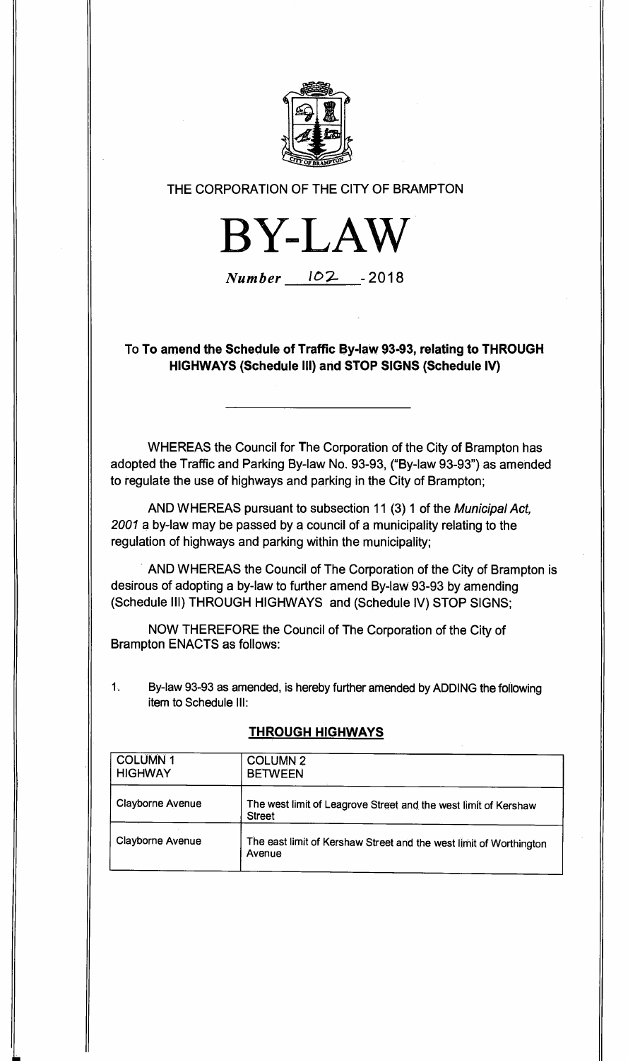THE CORPORATION OF THE CITY OF BRAMPTON

# BY-LAW

*Number* 102 - 2018

## To To amend the Schedule of Traffic By-law 93-93, relating to THROUGH HIGHWAYS (Schedule III) and STOP SIGNS (Schedule IV)

WHEREAS the Council for The Corporation of the City of Brampton has adopted the Traffic and Parking By-law No. 93-93, ("By-law 93-93") as amended to regulate the use of highways and parking in the City of Brampton;

AND WHEREAS pursuant to subsection 11 (3) 1 of the *Municipal Act, 2001* a by-law may be passed by a council of a municipality relating to the regulation of highways and parking within the municipality;

AND WHEREAS the Council of The Corporation of the City of Brampton is desirous of adopting a by-law to further amend By-law 93-93 by amending (Schedule III) THROUGH HIGHWAYS and (Schedule IV) STOP SIGNS;

NOW THEREFORE the Council of The Corporation of the City of Brampton ENACTS as follows:

1. By-law 93-93 as amended, is hereby further amended by ADDING the following item to Schedule III:

**THROUGH HIGHWAYS**

| COLUMN 1 HIGHWAY | COLUMN 2 BETWEEN |
|---|---|
| Clayborne Avenue | The west limit of Leagrove Street and the west limit of Kershaw Street |
| Clayborne Avenue | The east limit of Kershaw Street and the west limit of Worthington Avenue |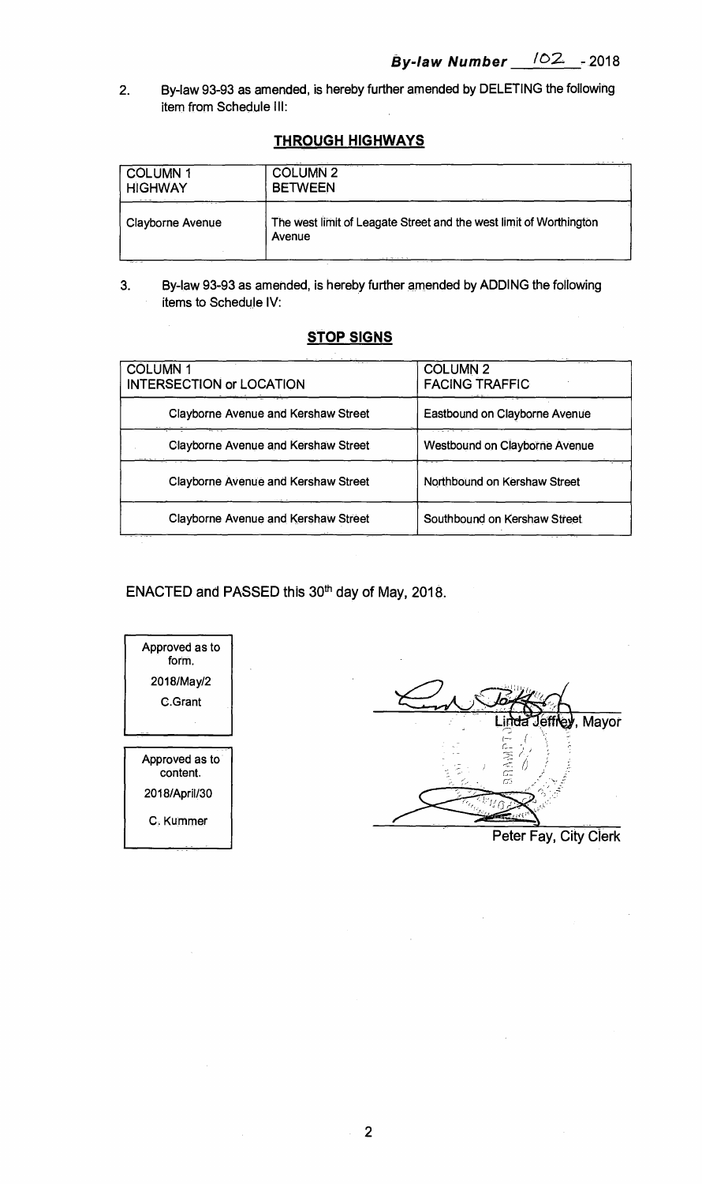**By-law Number 102 - 2018**

2. By-law 93-93 as amended, is hereby further amended by DELETING the following item from Schedule III:

## THROUGH HIGHWAYS

| COLUMN 1 HIGHWAY | COLUMN 2 BETWEEN |
|---|---|
| Clayborne Avenue | The west limit of Leagate Street and the west limit of Worthington Avenue |

3. By-law 93-93 as amended, is hereby further amended by ADDING the following items to Schedule IV:

## STOP SIGNS

| COLUMN 1 INTERSECTION or LOCATION | COLUMN 2 FACING TRAFFIC |
|---|---|
| Clayborne Avenue and Kershaw Street | Eastbound on Clayborne Avenue |
| Clayborne Avenue and Kershaw Street | Westbound on Clayborne Avenue |
| Clayborne Avenue and Kershaw Street | Northbound on Kershaw Street |
| Clayborne Avenue and Kershaw Street | Southbound on Kershaw Street |

ENACTED and PASSED this 30th day of May, 2018.

Approved as to form.
2018/May/2
C.Grant

Approved as to content.
2018/April/30
C. Kummer

Linda Jeffrey, Mayor

Peter Fay, City Clerk